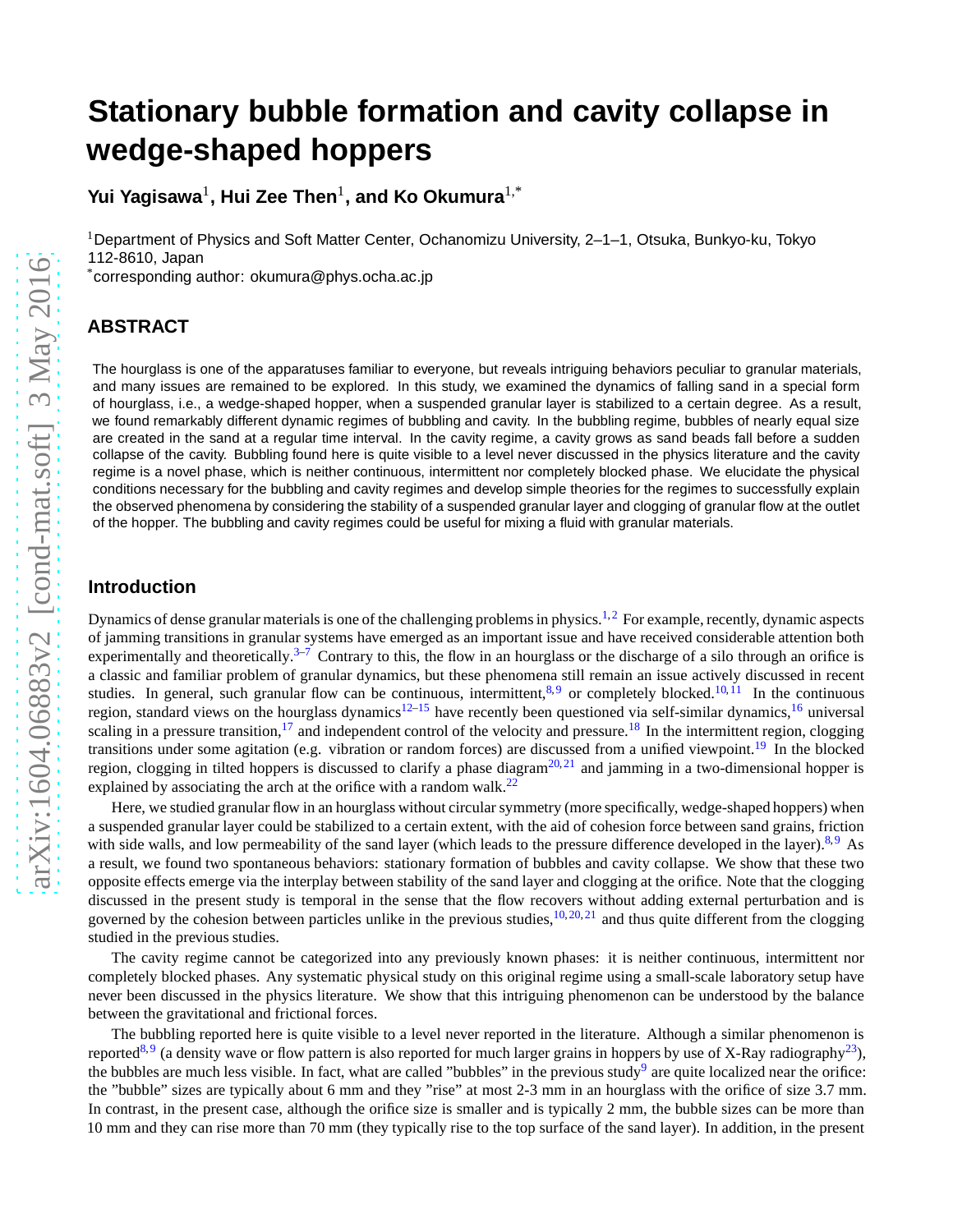# Stationary bubble formation and cavity collapse in wedge-shaped hoppers

**Yui Yagisawa**[1], **Hui Zee Then**[1], **and Ko Okumura**[1,*]

[1]Department of Physics and Soft Matter Center, Ochanomizu University, 2–1–1, Otsuka, Bunkyo-ku, Tokyo 112-8610, Japan

[*]corresponding author: okumura@phys.ocha.ac.jp

## ABSTRACT

The hourglass is one of the apparatuses familiar to everyone, but reveals intriguing behaviors peculiar to granular materials, and many issues are remained to be explored. In this study, we examined the dynamics of falling sand in a special form of hourglass, i.e., a wedge-shaped hopper, when a suspended granular layer is stabilized to a certain degree. As a result, we found remarkably different dynamic regimes of bubbling and cavity. In the bubbling regime, bubbles of nearly equal size are created in the sand at a regular time interval. In the cavity regime, a cavity grows as sand beads fall before a sudden collapse of the cavity. Bubbling found here is quite visible to a level never discussed in the physics literature and the cavity regime is a novel phase, which is neither continuous, intermittent nor completely blocked phase. We elucidate the physical conditions necessary for the bubbling and cavity regimes and develop simple theories for the regimes to successfully explain the observed phenomena by considering the stability of a suspended granular layer and clogging of granular flow at the outlet of the hopper. The bubbling and cavity regimes could be useful for mixing a fluid with granular materials.

## Introduction

Dynamics of dense granular materials is one of the challenging problems in physics.[1,2] For example, recently, dynamic aspects of jamming transitions in granular systems have emerged as an important issue and have received considerable attention both experimentally and theoretically.[3–7] Contrary to this, the flow in an hourglass or the discharge of a silo through an orifice is a classic and familiar problem of granular dynamics, but these phenomena still remain an issue actively discussed in recent studies. In general, such granular flow can be continuous, intermittent,[8,9] or completely blocked.[10,11] In the continuous region, standard views on the hourglass dynamics[12–15] have recently been questioned via self-similar dynamics,[16] universal scaling in a pressure transition,[17] and independent control of the velocity and pressure.[18] In the intermittent region, clogging transitions under some agitation (e.g. vibration or random forces) are discussed from a unified viewpoint.[19] In the blocked region, clogging in tilted hoppers is discussed to clarify a phase diagram[20,21] and jamming in a two-dimensional hopper is explained by associating the arch at the orifice with a random walk.[22]

Here, we studied granular flow in an hourglass without circular symmetry (more specifically, wedge-shaped hoppers) when a suspended granular layer could be stabilized to a certain extent, with the aid of cohesion force between sand grains, friction with side walls, and low permeability of the sand layer (which leads to the pressure difference developed in the layer).[8,9] As a result, we found two spontaneous behaviors: stationary formation of bubbles and cavity collapse. We show that these two opposite effects emerge via the interplay between stability of the sand layer and clogging at the orifice. Note that the clogging discussed in the present study is temporal in the sense that the flow recovers without adding external perturbation and is governed by the cohesion between particles unlike in the previous studies,[10,20,21] and thus quite different from the clogging studied in the previous studies.

The cavity regime cannot be categorized into any previously known phases: it is neither continuous, intermittent nor completely blocked phases. Any systematic physical study on this original regime using a small-scale laboratory setup have never been discussed in the physics literature. We show that this intriguing phenomenon can be understood by the balance between the gravitational and frictional forces.

The bubbling reported here is quite visible to a level never reported in the literature. Although a similar phenomenon is reported[8,9] (a density wave or flow pattern is also reported for much larger grains in hoppers by use of X-Ray radiography[23]), the bubbles are much less visible. In fact, what are called "bubbles" in the previous study[9] are quite localized near the orifice: the "bubble" sizes are typically about 6 mm and they "rise" at most 2-3 mm in an hourglass with the orifice of size 3.7 mm. In contrast, in the present case, although the orifice size is smaller and is typically 2 mm, the bubble sizes can be more than 10 mm and they can rise more than 70 mm (they typically rise to the top surface of the sand layer). In addition, in the present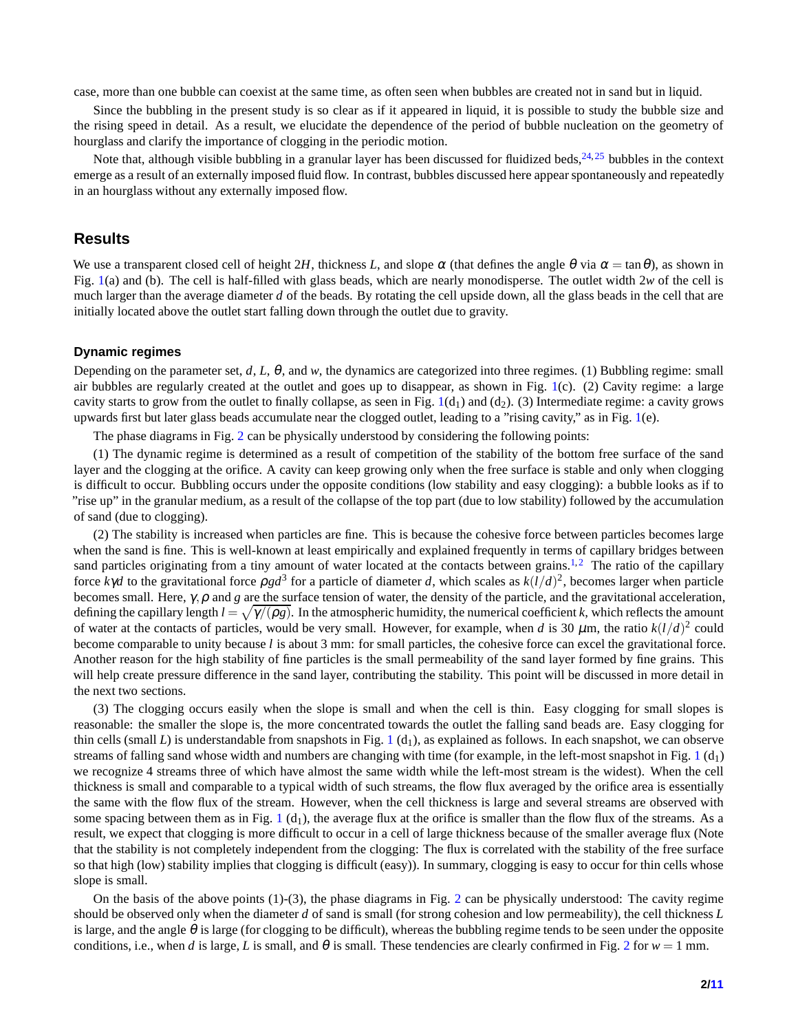case, more than one bubble can coexist at the same time, as often seen when bubbles are created not in sand but in liquid.

Since the bubbling in the present study is so clear as if it appeared in liquid, it is possible to study the bubble size and the rising speed in detail. As a result, we elucidate the dependence of the period of bubble nucleation on the geometry of hourglass and clarify the importance of clogging in the periodic motion.

Note that, although visible bubbling in a granular layer has been discussed for fluidized beds,[24,25] bubbles in the context emerge as a result of an externally imposed fluid flow. In contrast, bubbles discussed here appear spontaneously and repeatedly in an hourglass without any externally imposed flow.

## Results

We use a transparent closed cell of height $2H$, thickness $L$, and slope $\alpha$ (that defines the angle $\theta$ via $\alpha = \tan\theta$), as shown in Fig. 1(a) and (b). The cell is half-filled with glass beads, which are nearly monodisperse. The outlet width $2w$ of the cell is much larger than the average diameter $d$ of the beads. By rotating the cell upside down, all the glass beads in the cell that are initially located above the outlet start falling down through the outlet due to gravity.

### Dynamic regimes

Depending on the parameter set, $d$, $L$, $\theta$, and $w$, the dynamics are categorized into three regimes. (1) Bubbling regime: small air bubbles are regularly created at the outlet and goes up to disappear, as shown in Fig. 1(c). (2) Cavity regime: a large cavity starts to grow from the outlet to finally collapse, as seen in Fig. 1($d_1$) and ($d_2$). (3) Intermediate regime: a cavity grows upwards first but later glass beads accumulate near the clogged outlet, leading to a "rising cavity," as in Fig. 1(e).

The phase diagrams in Fig. 2 can be physically understood by considering the following points:

(1) The dynamic regime is determined as a result of competition of the stability of the bottom free surface of the sand layer and the clogging at the orifice. A cavity can keep growing only when the free surface is stable and only when clogging is difficult to occur. Bubbling occurs under the opposite conditions (low stability and easy clogging): a bubble looks as if to "rise up" in the granular medium, as a result of the collapse of the top part (due to low stability) followed by the accumulation of sand (due to clogging).

(2) The stability is increased when particles are fine. This is because the cohesive force between particles becomes large when the sand is fine. This is well-known at least empirically and explained frequently in terms of capillary bridges between sand particles originating from a tiny amount of water located at the contacts between grains.[1,2] The ratio of the capillary force $k\gamma d$ to the gravitational force $\rho g d^3$ for a particle of diameter $d$, which scales as $k(l/d)^2$, becomes larger when particle becomes small. Here, $\gamma$, $\rho$ and $g$ are the surface tension of water, the density of the particle, and the gravitational acceleration, defining the capillary length $l = \sqrt{\gamma/(\rho g)}$. In the atmospheric humidity, the numerical coefficient $k$, which reflects the amount of water at the contacts of particles, would be very small. However, for example, when $d$ is 30 $\mu$m, the ratio $k(l/d)^2$ could become comparable to unity because $l$ is about 3 mm: for small particles, the cohesive force can excel the gravitational force. Another reason for the high stability of fine particles is the small permeability of the sand layer formed by fine grains. This will help create pressure difference in the sand layer, contributing the stability. This point will be discussed in more detail in the next two sections.

(3) The clogging occurs easily when the slope is small and when the cell is thin. Easy clogging for small slopes is reasonable: the smaller the slope is, the more concentrated towards the outlet the falling sand beads are. Easy clogging for thin cells (small $L$) is understandable from snapshots in Fig. 1 ($d_1$), as explained as follows. In each snapshot, we can observe streams of falling sand whose width and numbers are changing with time (for example, in the left-most snapshot in Fig. 1 ($d_1$) we recognize 4 streams three of which have almost the same width while the left-most stream is the widest). When the cell thickness is small and comparable to a typical width of such streams, the flow flux averaged by the orifice area is essentially the same with the flow flux of the stream. However, when the cell thickness is large and several streams are observed with some spacing between them as in Fig. 1 ($d_1$), the average flux at the orifice is smaller than the flow flux of the streams. As a result, we expect that clogging is more difficult to occur in a cell of large thickness because of the smaller average flux (Note that the stability is not completely independent from the clogging: The flux is correlated with the stability of the free surface so that high (low) stability implies that clogging is difficult (easy)). In summary, clogging is easy to occur for thin cells whose slope is small.

On the basis of the above points (1)-(3), the phase diagrams in Fig. 2 can be physically understood: The cavity regime should be observed only when the diameter $d$ of sand is small (for strong cohesion and low permeability), the cell thickness $L$ is large, and the angle $\theta$ is large (for clogging to be difficult), whereas the bubbling regime tends to be seen under the opposite conditions, i.e., when $d$ is large, $L$ is small, and $\theta$ is small. These tendencies are clearly confirmed in Fig. 2 for $w = 1$ mm.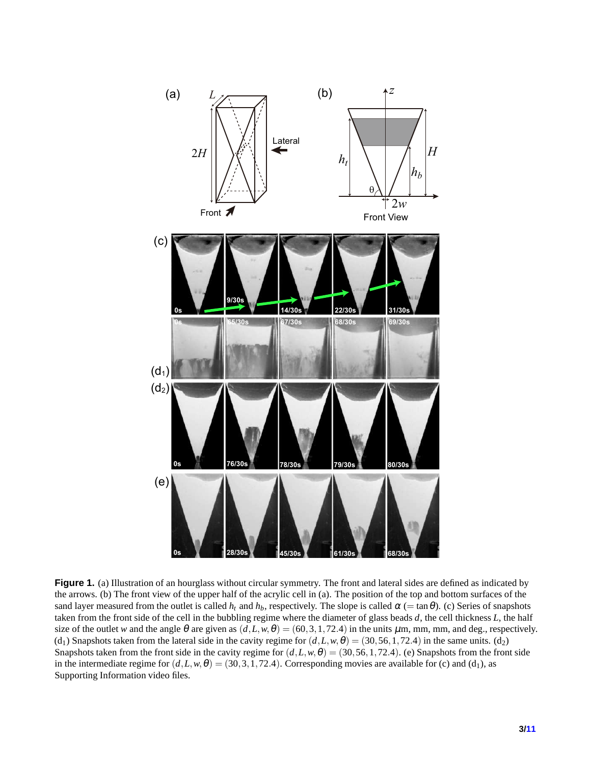**Figure 1.** (a) Illustration of an hourglass without circular symmetry. The front and lateral sides are defined as indicated by the arrows. (b) The front view of the upper half of the acrylic cell in (a). The position of the top and bottom surfaces of the sand layer measured from the outlet is called $h_t$ and $h_b$, respectively. The slope is called $\alpha$ $(= \tan\theta)$. (c) Series of snapshots taken from the front side of the cell in the bubbling regime where the diameter of glass beads $d$, the cell thickness $L$, the half size of the outlet $w$ and the angle $\theta$ are given as $(d, L, w, \theta) = (60, 3, 1, 72.4)$ in the units $\mu$m, mm, mm, and deg., respectively. ($d_1$) Snapshots taken from the lateral side in the cavity regime for $(d, L, w, \theta) = (30, 56, 1, 72.4)$ in the same units. ($d_2$) Snapshots taken from the front side in the cavity regime for $(d, L, w, \theta) = (30, 56, 1, 72.4)$. (e) Snapshots from the front side in the intermediate regime for $(d, L, w, \theta) = (30, 3, 1, 72.4)$. Corresponding movies are available for (c) and ($d_1$), as Supporting Information video files.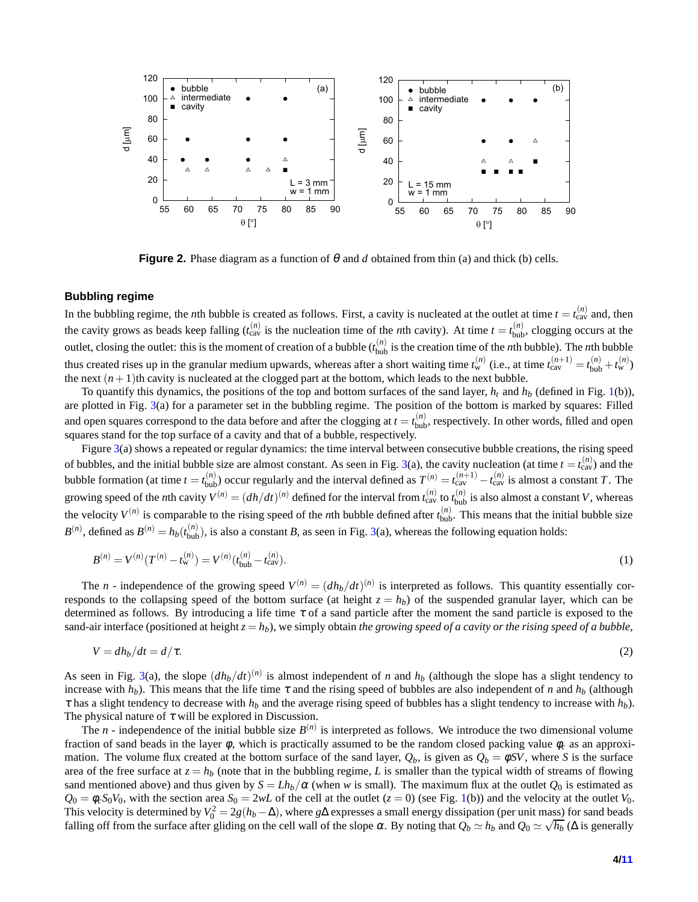**Figure 2.** Phase diagram as a function of $\theta$ and $d$ obtained from thin (a) and thick (b) cells.

### Bubbling regime

In the bubbling regime, the $n$th bubble is created as follows. First, a cavity is nucleated at the outlet at time $t = t_{\rm cav}^{(n)}$ and, then the cavity grows as beads keep falling ($t_{\rm cav}^{(n)}$ is the nucleation time of the $n$th cavity). At time $t = t_{\rm bub}^{(n)}$, clogging occurs at the outlet, closing the outlet: this is the moment of creation of a bubble ($t_{\rm bub}^{(n)}$ is the creation time of the $n$th bubble). The $n$th bubble thus created rises up in the granular medium upwards, whereas after a short waiting time $t_{\rm w}^{(n)}$ (i.e., at time $t_{\rm cav}^{(n+1)} = t_{\rm bub}^{(n)} + t_{\rm w}^{(n)}$) the next $(n+1)$th cavity is nucleated at the clogged part at the bottom, which leads to the next bubble.

To quantify this dynamics, the positions of the top and bottom surfaces of the sand layer, $h_t$ and $h_b$ (defined in Fig. 1(b)), are plotted in Fig. 3(a) for a parameter set in the bubbling regime. The position of the bottom is marked by squares: Filled and open squares correspond to the data before and after the clogging at $t = t_{\rm bub}^{(n)}$, respectively. In other words, filled and open squares stand for the top surface of a cavity and that of a bubble, respectively.

Figure 3(a) shows a repeated or regular dynamics: the time interval between consecutive bubble creations, the rising speed of bubbles, and the initial bubble size are almost constant. As seen in Fig. 3(a), the cavity nucleation (at time $t = t_{\rm cav}^{(n)}$) and the bubble formation (at time $t = t_{\rm bub}^{(n)}$) occur regularly and the interval defined as $T^{(n)} = t_{\rm cav}^{(n+1)} - t_{\rm cav}^{(n)}$ is almost a constant $T$. The growing speed of the $n$th cavity $V^{(n)} = (dh/dt)^{(n)}$ defined for the interval from $t_{\rm cav}^{(n)}$ to $t_{\rm bub}^{(n)}$ is also almost a constant $V$, whereas the velocity $V^{(n)}$ is comparable to the rising speed of the $n$th bubble defined after $t_{\rm bub}^{(n)}$. This means that the initial bubble size $B^{(n)}$, defined as $B^{(n)} = h_b(t_{\rm bub}^{(n)})$, is also a constant $B$, as seen in Fig. 3(a), whereas the following equation holds:

$$B^{(n)} = V^{(n)}(T^{(n)} - t_{\rm w}^{(n)}) = V^{(n)}(t_{\rm bub}^{(n)} - t_{\rm cav}^{(n)}). \tag{1}$$

The $n$ - independence of the growing speed $V^{(n)} = (dh_b/dt)^{(n)}$ is interpreted as follows. This quantity essentially corresponds to the collapsing speed of the bottom surface (at height $z = h_b$) of the suspended granular layer, which can be determined as follows. By introducing a life time $\tau$ of a sand particle after the moment the sand particle is exposed to the sand-air interface (positioned at height $z = h_b$), we simply obtain *the growing speed of a cavity or the rising speed of a bubble*,

$$V = dh_b/dt = d/\tau. \tag{2}$$

As seen in Fig. 3(a), the slope $(dh_b/dt)^{(n)}$ is almost independent of $n$ and $h_b$ (although the slope has a slight tendency to increase with $h_b$). This means that the life time $\tau$ and the rising speed of bubbles are also independent of $n$ and $h_b$ (although $\tau$ has a slight tendency to decrease with $h_b$ and the average rising speed of bubbles has a slight tendency to increase with $h_b$). The physical nature of $\tau$ will be explored in Discussion.

The $n$ - independence of the initial bubble size $B^{(n)}$ is interpreted as follows. We introduce the two dimensional volume fraction of sand beads in the layer $\phi$, which is practically assumed to be the random closed packing value $\phi_c$ as an approximation. The volume flux created at the bottom surface of the sand layer, $Q_b$, is given as $Q_b = \phi SV$, where $S$ is the surface area of the free surface at $z = h_b$ (note that in the bubbling regime, $L$ is smaller than the typical width of streams of flowing sand mentioned above) and thus given by $S = Lh_b/\alpha$ (when $w$ is small). The maximum flux at the outlet $Q_0$ is estimated as $Q_0 = \phi_c S_0 V_0$, with the section area $S_0 = 2wL$ of the cell at the outlet ($z = 0$) (see Fig. 1(b)) and the velocity at the outlet $V_0$. This velocity is determined by $V_0^2 = 2g(h_b - \Delta)$, where $g\Delta$ expresses a small energy dissipation (per unit mass) for sand beads falling off from the surface after gliding on the cell wall of the slope $\alpha$. By noting that $Q_b \simeq h_b$ and $Q_0 \simeq \sqrt{h_b}$ ($\Delta$ is generally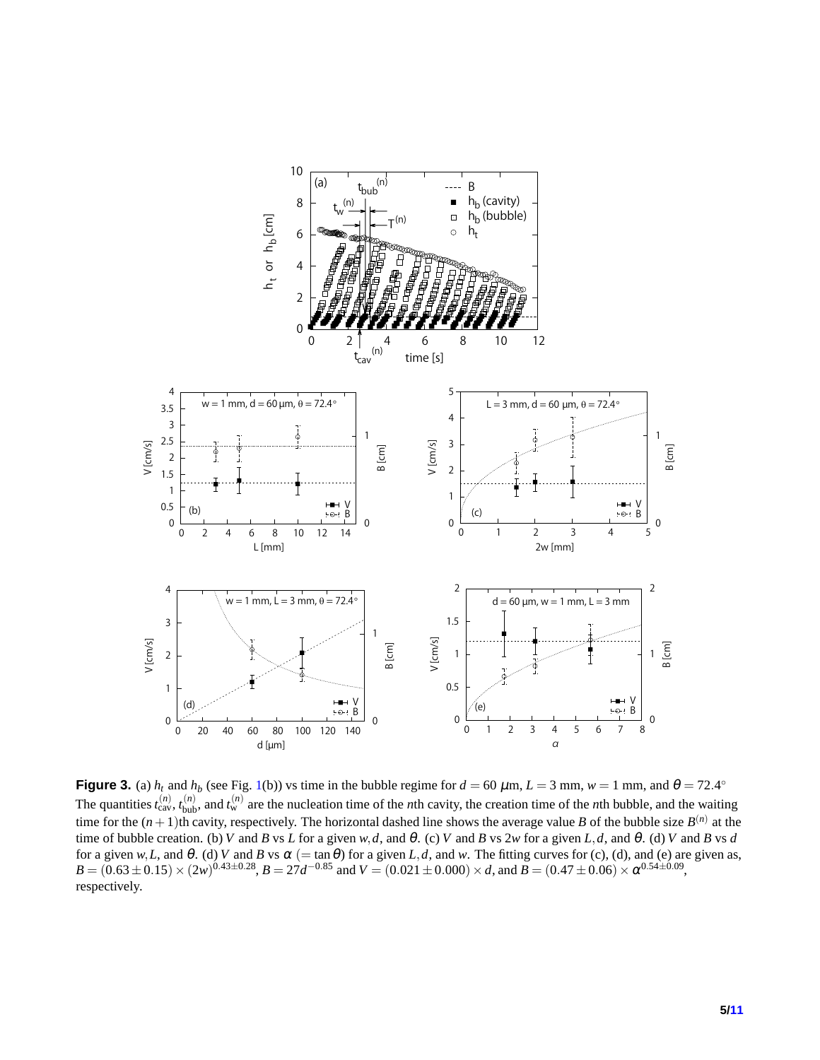**Figure 3.** (a) $h_t$ and $h_b$ (see Fig. 1(b)) vs time in the bubble regime for $d = 60$ $\mu$m, $L = 3$ mm, $w = 1$ mm, and $\theta = 72.4°$ The quantities $t_{\rm cav}^{(n)}$, $t_{\rm bub}^{(n)}$, and $t_{\rm w}^{(n)}$ are the nucleation time of the $n$th cavity, the creation time of the $n$th bubble, and the waiting time for the $(n+1)$th cavity, respectively. The horizontal dashed line shows the average value $B$ of the bubble size $B^{(n)}$ at the time of bubble creation. (b) $V$ and $B$ vs $L$ for a given $w, d$, and $\theta$. (c) $V$ and $B$ vs $2w$ for a given $L, d$, and $\theta$. (d) $V$ and $B$ vs $d$ for a given $w, L$, and $\theta$. (d) $V$ and $B$ vs $\alpha$ $(= \tan\theta)$ for a given $L, d$, and $w$. The fitting curves for (c), (d), and (e) are given as, $B = (0.63 \pm 0.15) \times (2w)^{0.43 \pm 0.28}$, $B = 27d^{-0.85}$ and $V = (0.021 \pm 0.000) \times d$, and $B = (0.47 \pm 0.06) \times \alpha^{0.54 \pm 0.09}$, respectively.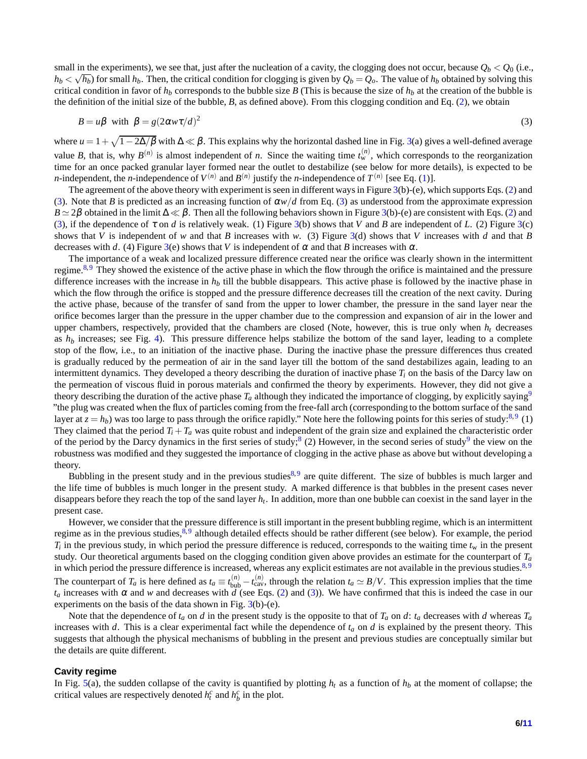small in the experiments), we see that, just after the nucleation of a cavity, the clogging does not occur, because $Q_b < Q_0$ (i.e., $h_b < \sqrt{h_b}$) for small $h_b$. Then, the critical condition for clogging is given by $Q_b = Q_o$. The value of $h_b$ obtained by solving this critical condition in favor of $h_b$ corresponds to the bubble size $B$ (This is because the size of $h_b$ at the creation of the bubble is the definition of the initial size of the bubble, $B$, as defined above). From this clogging condition and Eq. (2), we obtain

$$B = u\beta \;\text{ with }\; \beta = g(2\alpha w\tau/d)^2 \tag{3}$$

where $u = 1 + \sqrt{1 - 2\Delta/\beta}$ with $\Delta \ll \beta$. This explains why the horizontal dashed line in Fig. 3(a) gives a well-defined average value $B$, that is, why $B^{(n)}$ is almost independent of $n$. Since the waiting time $t_{\rm w}^{(n)}$, which corresponds to the reorganization time for an once packed granular layer formed near the outlet to destabilize (see below for more details), is expected to be $n$-independent, the $n$-independence of $V^{(n)}$ and $B^{(n)}$ justify the $n$-independence of $T^{(n)}$ [see Eq. (1)].

The agreement of the above theory with experiment is seen in different ways in Figure 3(b)-(e), which supports Eqs. (2) and (3). Note that $B$ is predicted as an increasing function of $\alpha w/d$ from Eq. (3) as understood from the approximate expression $B \simeq 2\beta$ obtained in the limit $\Delta \ll \beta$. Then all the following behaviors shown in Figure 3(b)-(e) are consistent with Eqs. (2) and (3), if the dependence of $\tau$ on $d$ is relatively weak. (1) Figure 3(b) shows that $V$ and $B$ are independent of $L$. (2) Figure 3(c) shows that $V$ is independent of $w$ and that $B$ increases with $w$. (3) Figure 3(d) shows that $V$ increases with $d$ and that $B$ decreases with $d$. (4) Figure 3(e) shows that $V$ is independent of $\alpha$ and that $B$ increases with $\alpha$.

The importance of a weak and localized pressure difference created near the orifice was clearly shown in the intermittent regime.[8,9] They showed the existence of the active phase in which the flow through the orifice is maintained and the pressure difference increases with the increase in $h_b$ till the bubble disappears. This active phase is followed by the inactive phase in which the flow through the orifice is stopped and the pressure difference decreases till the creation of the next cavity. During the active phase, because of the transfer of sand from the upper to lower chamber, the pressure in the sand layer near the orifice becomes larger than the pressure in the upper chamber due to the compression and expansion of air in the lower and upper chambers, respectively, provided that the chambers are closed (Note, however, this is true only when $h_t$ decreases as $h_b$ increases; see Fig. 4). This pressure difference helps stabilize the bottom of the sand layer, leading to a complete stop of the flow, i.e., to an initiation of the inactive phase. During the inactive phase the pressure differences thus created is gradually reduced by the permeation of air in the sand layer till the bottom of the sand destabilizes again, leading to an intermittent dynamics. They developed a theory describing the duration of inactive phase $T_i$ on the basis of the Darcy law on the permeation of viscous fluid in porous materials and confirmed the theory by experiments. However, they did not give a theory describing the duration of the active phase $T_a$ although they indicated the importance of clogging, by explicitly saying[9] "the plug was created when the flux of particles coming from the free-fall arch (corresponding to the bottom surface of the sand layer at $z = h_b$) was too large to pass through the orifice rapidly." Note here the following points for this series of study:[8,9] (1) They claimed that the period $T_i + T_a$ was quite robust and independent of the grain size and explained the characteristic order of the period by the Darcy dynamics in the first series of study;[8] (2) However, in the second series of study[9] the view on the robustness was modified and they suggested the importance of clogging in the active phase as above but without developing a theory.

Bubbling in the present study and in the previous studies[8,9] are quite different. The size of bubbles is much larger and the life time of bubbles is much longer in the present study. A marked difference is that bubbles in the present cases never disappears before they reach the top of the sand layer $h_t$. In addition, more than one bubble can coexist in the sand layer in the present case.

However, we consider that the pressure difference is still important in the present bubbling regime, which is an intermittent regime as in the previous studies,[8,9] although detailed effects should be rather different (see below). For example, the period $T_i$ in the previous study, in which period the pressure difference is reduced, corresponds to the waiting time $t_{\rm w}$ in the present study. Our theoretical arguments based on the clogging condition given above provides an estimate for the counterpart of $T_a$ in which period the pressure difference is increased, whereas any explicit estimates are not available in the previous studies.[8,9] The counterpart of $T_a$ is here defined as $t_a \equiv t_{\rm bub}^{(n)} - t_{\rm cav}^{(n)}$, through the relation $t_a \simeq B/V$. This expression implies that the time $t_a$ increases with $\alpha$ and $w$ and decreases with $d$ (see Eqs. (2) and (3)). We have confirmed that this is indeed the case in our experiments on the basis of the data shown in Fig. 3(b)-(e).

Note that the dependence of $t_a$ on $d$ in the present study is the opposite to that of $T_a$ on $d$: $t_a$ decreases with $d$ whereas $T_a$ increases with $d$. This is a clear experimental fact while the dependence of $t_a$ on $d$ is explained by the present theory. This suggests that although the physical mechanisms of bubbling in the present and previous studies are conceptually similar but the details are quite different.

### Cavity regime

In Fig. 5(a), the sudden collapse of the cavity is quantified by plotting $h_t$ as a function of $h_b$ at the moment of collapse; the critical values are respectively denoted $h_t^c$ and $h_b^c$ in the plot.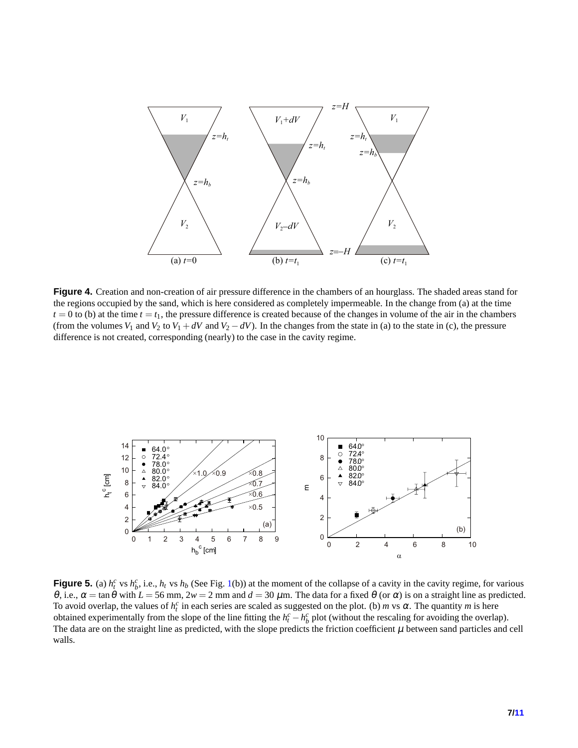**Figure 4.** Creation and non-creation of air pressure difference in the chambers of an hourglass. The shaded areas stand for the regions occupied by the sand, which is here considered as completely impermeable. In the change from (a) at the time $t = 0$ to (b) at the time $t = t_1$, the pressure difference is created because of the changes in volume of the air in the chambers (from the volumes $V_1$ and $V_2$ to $V_1 + dV$ and $V_2 - dV$). In the changes from the state in (a) to the state in (c), the pressure difference is not created, corresponding (nearly) to the case in the cavity regime.

**Figure 5.** (a) $h_t^c$ vs $h_b^c$, i.e., $h_t$ vs $h_b$ (See Fig. 1(b)) at the moment of the collapse of a cavity in the cavity regime, for various $\theta$, i.e., $\alpha = \tan\theta$ with $L = 56$ mm, $2w = 2$ mm and $d = 30$ $\mu$m. The data for a fixed $\theta$ (or $\alpha$) is on a straight line as predicted. To avoid overlap, the values of $h_t^c$ in each series are scaled as suggested on the plot. (b) $m$ vs $\alpha$. The quantity $m$ is here obtained experimentally from the slope of the line fitting the $h_t^c - h_b^c$ plot (without the rescaling for avoiding the overlap). The data are on the straight line as predicted, with the slope predicts the friction coefficient $\mu$ between sand particles and cell walls.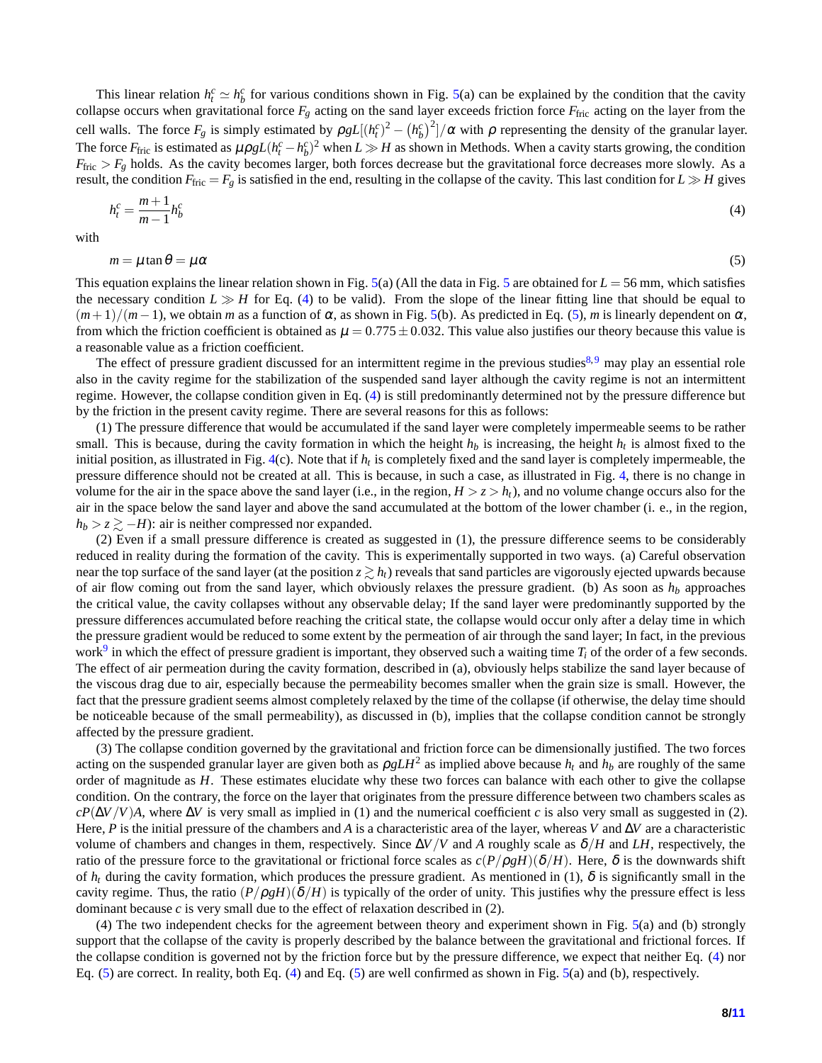This linear relation $h_t^c \simeq h_b^c$ for various conditions shown in Fig. 5(a) can be explained by the condition that the cavity collapse occurs when gravitational force $F_g$ acting on the sand layer exceeds friction force $F_{\rm fric}$ acting on the layer from the cell walls. The force $F_g$ is simply estimated by $\rho g L[(h_t^c)^2 - (h_b^c)^2]/\alpha$ with $\rho$ representing the density of the granular layer. The force $F_{\rm fric}$ is estimated as $\mu \rho g L (h_t^c - h_b^c)^2$ when $L \gg H$ as shown in Methods. When a cavity starts growing, the condition $F_{\rm fric} > F_g$ holds. As the cavity becomes larger, both forces decrease but the gravitational force decreases more slowly. As a result, the condition $F_{\rm fric} = F_g$ is satisfied in the end, resulting in the collapse of the cavity. This last condition for $L \gg H$ gives

$$h_t^c = \frac{m+1}{m-1} h_b^c \tag{4}$$

with

$$m = \mu \tan\theta = \mu\alpha \tag{5}$$

This equation explains the linear relation shown in Fig. 5(a) (All the data in Fig. 5 are obtained for $L = 56$ mm, which satisfies the necessary condition $L \gg H$ for Eq. (4) to be valid). From the slope of the linear fitting line that should be equal to $(m+1)/(m-1)$, we obtain $m$ as a function of $\alpha$, as shown in Fig. 5(b). As predicted in Eq. (5), $m$ is linearly dependent on $\alpha$, from which the friction coefficient is obtained as $\mu = 0.775 \pm 0.032$. This value also justifies our theory because this value is a reasonable value as a friction coefficient.

The effect of pressure gradient discussed for an intermittent regime in the previous studies[8,9] may play an essential role also in the cavity regime for the stabilization of the suspended sand layer although the cavity regime is not an intermittent regime. However, the collapse condition given in Eq. (4) is still predominantly determined not by the pressure difference but by the friction in the present cavity regime. There are several reasons for this as follows:

(1) The pressure difference that would be accumulated if the sand layer were completely impermeable seems to be rather small. This is because, during the cavity formation in which the height $h_b$ is increasing, the height $h_t$ is almost fixed to the initial position, as illustrated in Fig. 4(c). Note that if $h_t$ is completely fixed and the sand layer is completely impermeable, the pressure difference should not be created at all. This is because, in such a case, as illustrated in Fig. 4, there is no change in volume for the air in the space above the sand layer (i.e., in the region, $H > z > h_t$), and no volume change occurs also for the air in the space below the sand layer and above the sand accumulated at the bottom of the lower chamber (i. e., in the region, $h_b > z \gtrsim -H$): air is neither compressed nor expanded.

(2) Even if a small pressure difference is created as suggested in (1), the pressure difference seems to be considerably reduced in reality during the formation of the cavity. This is experimentally supported in two ways. (a) Careful observation near the top surface of the sand layer (at the position $z \gtrsim h_t$) reveals that sand particles are vigorously ejected upwards because of air flow coming out from the sand layer, which obviously relaxes the pressure gradient. (b) As soon as $h_b$ approaches the critical value, the cavity collapses without any observable delay; If the sand layer were predominantly supported by the pressure differences accumulated before reaching the critical state, the collapse would occur only after a delay time in which the pressure gradient would be reduced to some extent by the permeation of air through the sand layer; In fact, in the previous work[9] in which the effect of pressure gradient is important, they observed such a waiting time $T_i$ of the order of a few seconds. The effect of air permeation during the cavity formation, described in (a), obviously helps stabilize the sand layer because of the viscous drag due to air, especially because the permeability becomes smaller when the grain size is small. However, the fact that the pressure gradient seems almost completely relaxed by the time of the collapse (if otherwise, the delay time should be noticeable because of the small permeability), as discussed in (b), implies that the collapse condition cannot be strongly affected by the pressure gradient.

(3) The collapse condition governed by the gravitational and friction force can be dimensionally justified. The two forces acting on the suspended granular layer are given both as $\rho g L H^2$ as implied above because $h_t$ and $h_b$ are roughly of the same order of magnitude as $H$. These estimates elucidate why these two forces can balance with each other to give the collapse condition. On the contrary, the force on the layer that originates from the pressure difference between two chambers scales as $cP(\Delta V/V)A$, where $\Delta V$ is very small as implied in (1) and the numerical coefficient $c$ is also very small as suggested in (2). Here, $P$ is the initial pressure of the chambers and $A$ is a characteristic area of the layer, whereas $V$ and $\Delta V$ are a characteristic volume of chambers and changes in them, respectively. Since $\Delta V/V$ and $A$ roughly scale as $\delta/H$ and $LH$, respectively, the ratio of the pressure force to the gravitational or frictional force scales as $c(P/\rho g H)(\delta/H)$. Here, $\delta$ is the downwards shift of $h_t$ during the cavity formation, which produces the pressure gradient. As mentioned in (1), $\delta$ is significantly small in the cavity regime. Thus, the ratio $(P/\rho g H)(\delta/H)$ is typically of the order of unity. This justifies why the pressure effect is less dominant because $c$ is very small due to the effect of relaxation described in (2).

(4) The two independent checks for the agreement between theory and experiment shown in Fig. 5(a) and (b) strongly support that the collapse of the cavity is properly described by the balance between the gravitational and frictional forces. If the collapse condition is governed not by the friction force but by the pressure difference, we expect that neither Eq. (4) nor Eq. (5) are correct. In reality, both Eq. (4) and Eq. (5) are well confirmed as shown in Fig. 5(a) and (b), respectively.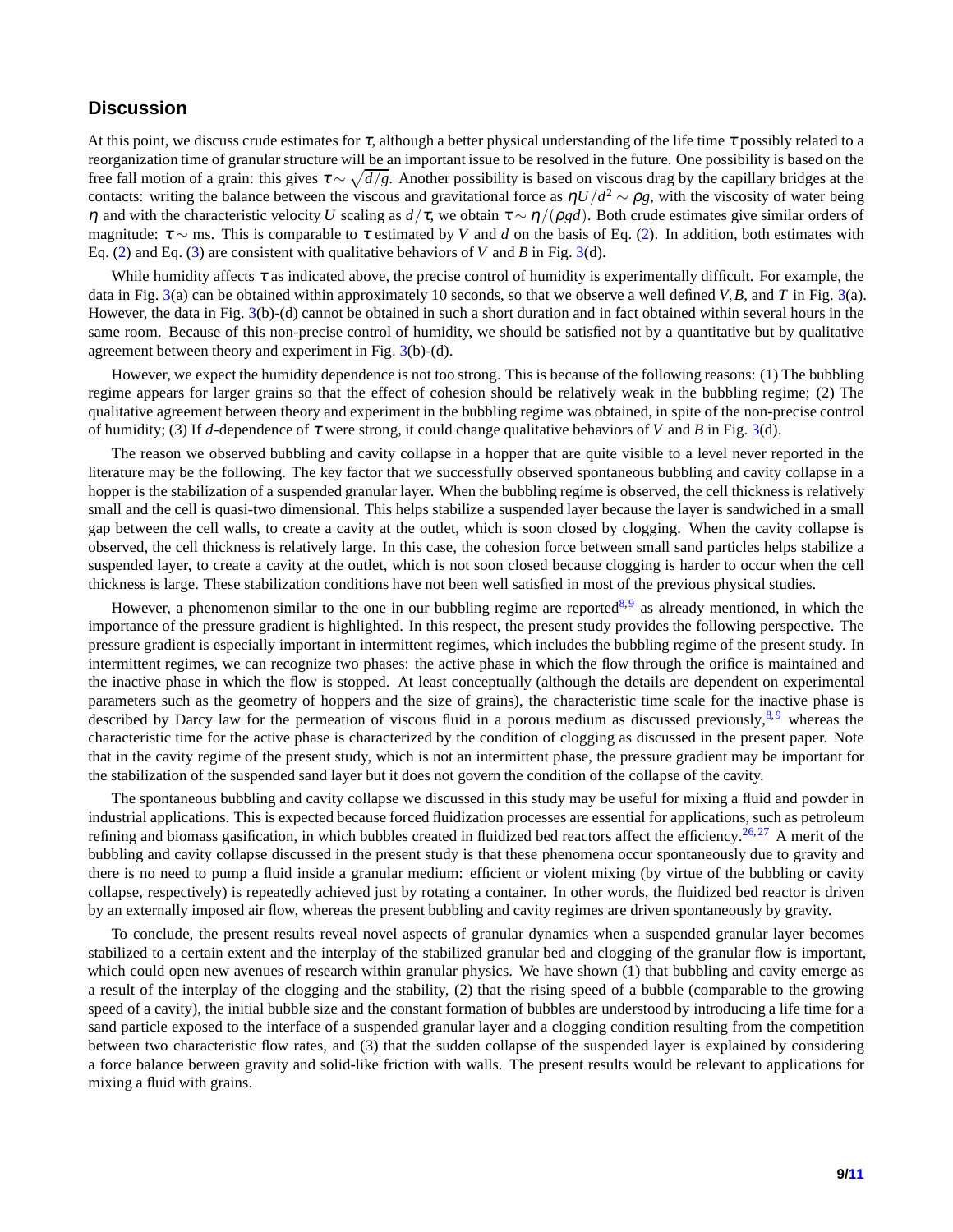## Discussion

At this point, we discuss crude estimates for $\tau$, although a better physical understanding of the life time $\tau$ possibly related to a reorganization time of granular structure will be an important issue to be resolved in the future. One possibility is based on the free fall motion of a grain: this gives $\tau \sim \sqrt{d/g}$. Another possibility is based on viscous drag by the capillary bridges at the contacts: writing the balance between the viscous and gravitational force as $\eta U/d^2 \sim \rho g$, with the viscosity of water being $\eta$ and with the characteristic velocity $U$ scaling as $d/\tau$, we obtain $\tau \sim \eta/(\rho g d)$. Both crude estimates give similar orders of magnitude: $\tau \sim$ ms. This is comparable to $\tau$ estimated by $V$ and $d$ on the basis of Eq. (2). In addition, both estimates with Eq. (2) and Eq. (3) are consistent with qualitative behaviors of $V$ and $B$ in Fig. 3(d).

While humidity affects $\tau$ as indicated above, the precise control of humidity is experimentally difficult. For example, the data in Fig. 3(a) can be obtained within approximately 10 seconds, so that we observe a well defined $V, B$, and $T$ in Fig. 3(a). However, the data in Fig. 3(b)-(d) cannot be obtained in such a short duration and in fact obtained within several hours in the same room. Because of this non-precise control of humidity, we should be satisfied not by a quantitative but by qualitative agreement between theory and experiment in Fig. 3(b)-(d).

However, we expect the humidity dependence is not too strong. This is because of the following reasons: (1) The bubbling regime appears for larger grains so that the effect of cohesion should be relatively weak in the bubbling regime; (2) The qualitative agreement between theory and experiment in the bubbling regime was obtained, in spite of the non-precise control of humidity; (3) If $d$-dependence of $\tau$ were strong, it could change qualitative behaviors of $V$ and $B$ in Fig. 3(d).

The reason we observed bubbling and cavity collapse in a hopper that are quite visible to a level never reported in the literature may be the following. The key factor that we successfully observed spontaneous bubbling and cavity collapse in a hopper is the stabilization of a suspended granular layer. When the bubbling regime is observed, the cell thickness is relatively small and the cell is quasi-two dimensional. This helps stabilize a suspended layer because the layer is sandwiched in a small gap between the cell walls, to create a cavity at the outlet, which is soon closed by clogging. When the cavity collapse is observed, the cell thickness is relatively large. In this case, the cohesion force between small sand particles helps stabilize a suspended layer, to create a cavity at the outlet, which is not soon closed because clogging is harder to occur when the cell thickness is large. These stabilization conditions have not been well satisfied in most of the previous physical studies.

However, a phenomenon similar to the one in our bubbling regime are reported[8,9] as already mentioned, in which the importance of the pressure gradient is highlighted. In this respect, the present study provides the following perspective. The pressure gradient is especially important in intermittent regimes, which includes the bubbling regime of the present study. In intermittent regimes, we can recognize two phases: the active phase in which the flow through the orifice is maintained and the inactive phase in which the flow is stopped. At least conceptually (although the details are dependent on experimental parameters such as the geometry of hoppers and the size of grains), the characteristic time scale for the inactive phase is described by Darcy law for the permeation of viscous fluid in a porous medium as discussed previously,[8,9] whereas the characteristic time for the active phase is characterized by the condition of clogging as discussed in the present paper. Note that in the cavity regime of the present study, which is not an intermittent phase, the pressure gradient may be important for the stabilization of the suspended sand layer but it does not govern the condition of the collapse of the cavity.

The spontaneous bubbling and cavity collapse we discussed in this study may be useful for mixing a fluid and powder in industrial applications. This is expected because forced fluidization processes are essential for applications, such as petroleum refining and biomass gasification, in which bubbles created in fluidized bed reactors affect the efficiency.[26,27] A merit of the bubbling and cavity collapse discussed in the present study is that these phenomena occur spontaneously due to gravity and there is no need to pump a fluid inside a granular medium: efficient or violent mixing (by virtue of the bubbling or cavity collapse, respectively) is repeatedly achieved just by rotating a container. In other words, the fluidized bed reactor is driven by an externally imposed air flow, whereas the present bubbling and cavity regimes are driven spontaneously by gravity.

To conclude, the present results reveal novel aspects of granular dynamics when a suspended granular layer becomes stabilized to a certain extent and the interplay of the stabilized granular bed and clogging of the granular flow is important, which could open new avenues of research within granular physics. We have shown (1) that bubbling and cavity collapse emerge as a result of the interplay of the clogging and the stability, (2) that the rising speed of a bubble (comparable to the growing speed of a cavity), the initial bubble size and the constant formation of bubbles are understood by introducing a life time for a sand particle exposed to the interface of a suspended granular layer and a clogging condition resulting from the competition between two characteristic flow rates, and (3) that the sudden collapse of the suspended layer is explained by considering a force balance between gravity and solid-like friction with walls. The present results would be relevant to applications for mixing a fluid with grains.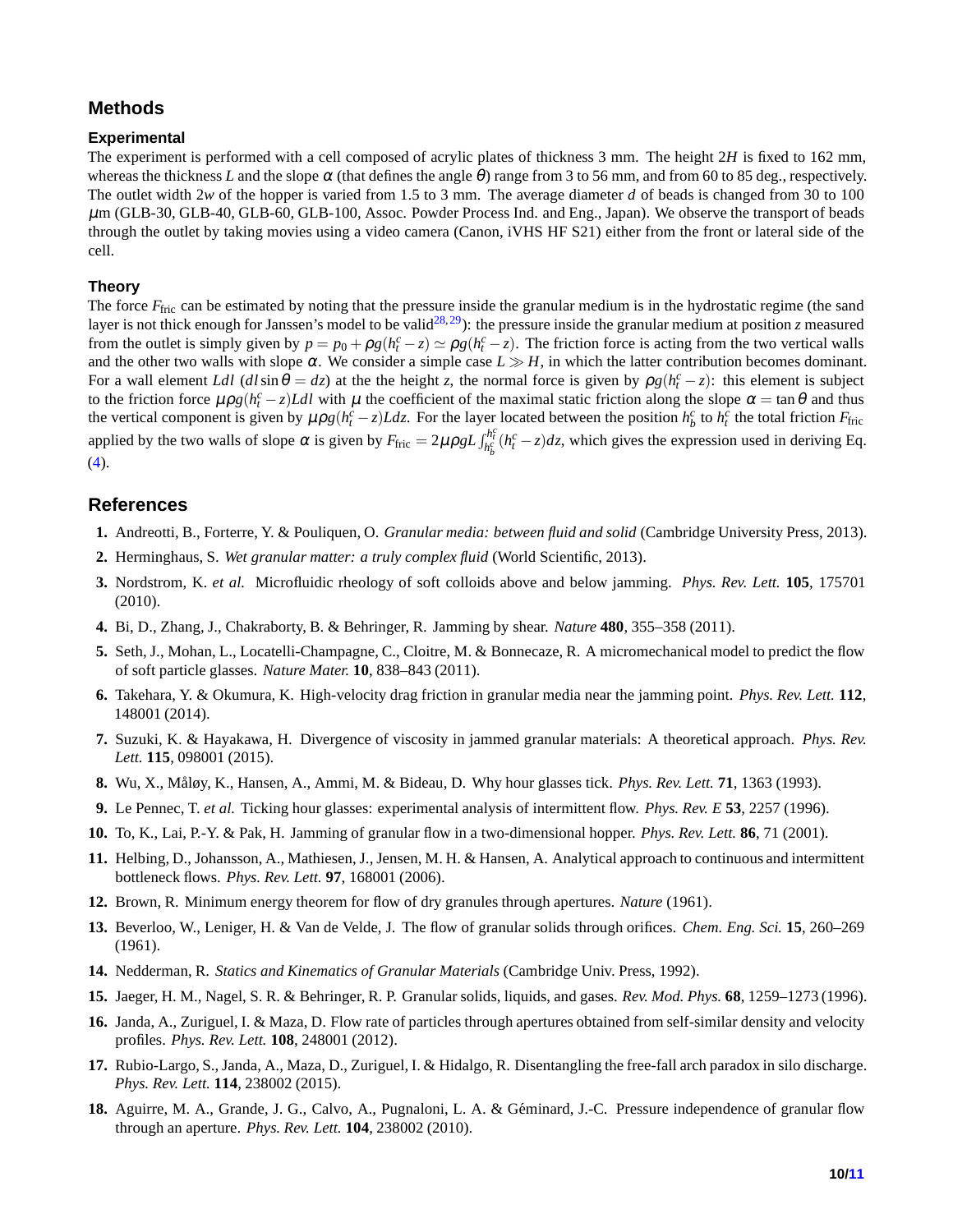## Methods

### Experimental

The experiment is performed with a cell composed of acrylic plates of thickness 3 mm. The height $2H$ is fixed to 162 mm, whereas the thickness $L$ and the slope $\alpha$ (that defines the angle $\theta$) range from 3 to 56 mm, and from 60 to 85 deg., respectively. The outlet width $2w$ of the hopper is varied from 1.5 to 3 mm. The average diameter $d$ of beads is changed from 30 to 100 $\mu$m (GLB-30, GLB-40, GLB-60, GLB-100, Assoc. Powder Process Ind. and Eng., Japan). We observe the transport of beads through the outlet by taking movies using a video camera (Canon, iVHS HF S21) either from the front or lateral side of the cell.

### Theory

The force $F_{\rm fric}$ can be estimated by noting that the pressure inside the granular medium is in the hydrostatic regime (the sand layer is not thick enough for Janssen's model to be valid[28,29]): the pressure inside the granular medium at position $z$ measured from the outlet is simply given by $p = p_0 + \rho g(h_t^c - z) \simeq \rho g(h_t^c - z)$. The friction force is acting from the two vertical walls and the other two walls with slope $\alpha$. We consider a simple case $L \gg H$, in which the latter contribution becomes dominant. For a wall element $Ldl$ ($dl \sin\theta = dz$) at the the height $z$, the normal force is given by $\rho g(h_t^c - z)$: this element is subject to the friction force $\mu\rho g(h_t^c - z)Ldl$ with $\mu$ the coefficient of the maximal static friction along the slope $\alpha = \tan\theta$ and thus the vertical component is given by $\mu\rho g(h_t^c - z)Ldz$. For the layer located between the position $h_b^c$ to $h_t^c$ the total friction $F_{\rm fric}$ applied by the two walls of slope $\alpha$ is given by $F_{\rm fric} = 2\mu\rho gL\int_{h_b^c}^{h_t^c}(h_t^c - z)dz$, which gives the expression used in deriving Eq. (4).

## References

1. Andreotti, B., Forterre, Y. & Pouliquen, O. *Granular media: between fluid and solid* (Cambridge University Press, 2013).
2. Herminghaus, S. *Wet granular matter: a truly complex fluid* (World Scientific, 2013).
3. Nordstrom, K. *et al.* Microfluidic rheology of soft colloids above and below jamming. *Phys. Rev. Lett.* **105**, 175701 (2010).
4. Bi, D., Zhang, J., Chakraborty, B. & Behringer, R. Jamming by shear. *Nature* **480**, 355–358 (2011).
5. Seth, J., Mohan, L., Locatelli-Champagne, C., Cloitre, M. & Bonnecaze, R. A micromechanical model to predict the flow of soft particle glasses. *Nature Mater.* **10**, 838–843 (2011).
6. Takehara, Y. & Okumura, K. High-velocity drag friction in granular media near the jamming point. *Phys. Rev. Lett.* **112**, 148001 (2014).
7. Suzuki, K. & Hayakawa, H. Divergence of viscosity in jammed granular materials: A theoretical approach. *Phys. Rev. Lett.* **115**, 098001 (2015).
8. Wu, X., Måløy, K., Hansen, A., Ammi, M. & Bideau, D. Why hour glasses tick. *Phys. Rev. Lett.* **71**, 1363 (1993).
9. Le Pennec, T. *et al.* Ticking hour glasses: experimental analysis of intermittent flow. *Phys. Rev. E* **53**, 2257 (1996).
10. To, K., Lai, P.-Y. & Pak, H. Jamming of granular flow in a two-dimensional hopper. *Phys. Rev. Lett.* **86**, 71 (2001).
11. Helbing, D., Johansson, A., Mathiesen, J., Jensen, M. H. & Hansen, A. Analytical approach to continuous and intermittent bottleneck flows. *Phys. Rev. Lett.* **97**, 168001 (2006).
12. Brown, R. Minimum energy theorem for flow of dry granules through apertures. *Nature* (1961).
13. Beverloo, W., Leniger, H. & Van de Velde, J. The flow of granular solids through orifices. *Chem. Eng. Sci.* **15**, 260–269 (1961).
14. Nedderman, R. *Statics and Kinematics of Granular Materials* (Cambridge Univ. Press, 1992).
15. Jaeger, H. M., Nagel, S. R. & Behringer, R. P. Granular solids, liquids, and gases. *Rev. Mod. Phys.* **68**, 1259–1273 (1996).
16. Janda, A., Zuriguel, I. & Maza, D. Flow rate of particles through apertures obtained from self-similar density and velocity profiles. *Phys. Rev. Lett.* **108**, 248001 (2012).
17. Rubio-Largo, S., Janda, A., Maza, D., Zuriguel, I. & Hidalgo, R. Disentangling the free-fall arch paradox in silo discharge. *Phys. Rev. Lett.* **114**, 238002 (2015).
18. Aguirre, M. A., Grande, J. G., Calvo, A., Pugnaloni, L. A. & Géminard, J.-C. Pressure independence of granular flow through an aperture. *Phys. Rev. Lett.* **104**, 238002 (2010).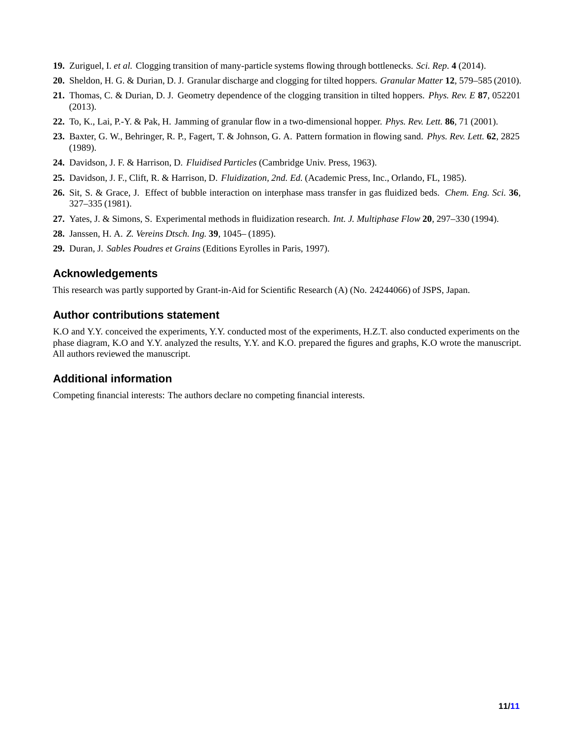19. Zuriguel, I. *et al.* Clogging transition of many-particle systems flowing through bottlenecks. *Sci. Rep.* **4** (2014).
20. Sheldon, H. G. & Durian, D. J. Granular discharge and clogging for tilted hoppers. *Granular Matter* **12**, 579–585 (2010).
21. Thomas, C. & Durian, D. J. Geometry dependence of the clogging transition in tilted hoppers. *Phys. Rev. E* **87**, 052201 (2013).
22. To, K., Lai, P.-Y. & Pak, H. Jamming of granular flow in a two-dimensional hopper. *Phys. Rev. Lett.* **86**, 71 (2001).
23. Baxter, G. W., Behringer, R. P., Fagert, T. & Johnson, G. A. Pattern formation in flowing sand. *Phys. Rev. Lett.* **62**, 2825 (1989).
24. Davidson, J. F. & Harrison, D. *Fluidised Particles* (Cambridge Univ. Press, 1963).
25. Davidson, J. F., Clift, R. & Harrison, D. *Fluidization, 2nd. Ed.* (Academic Press, Inc., Orlando, FL, 1985).
26. Sit, S. & Grace, J. Effect of bubble interaction on interphase mass transfer in gas fluidized beds. *Chem. Eng. Sci.* **36**, 327–335 (1981).
27. Yates, J. & Simons, S. Experimental methods in fluidization research. *Int. J. Multiphase Flow* **20**, 297–330 (1994).
28. Janssen, H. A. *Z. Vereins Dtsch. Ing.* **39**, 1045– (1895).
29. Duran, J. *Sables Poudres et Grains* (Editions Eyrolles in Paris, 1997).

## Acknowledgements

This research was partly supported by Grant-in-Aid for Scientific Research (A) (No. 24244066) of JSPS, Japan.

## Author contributions statement

K.O and Y.Y. conceived the experiments, Y.Y. conducted most of the experiments, H.Z.T. also conducted experiments on the phase diagram, K.O and Y.Y. analyzed the results, Y.Y. and K.O. prepared the figures and graphs, K.O wrote the manuscript. All authors reviewed the manuscript.

## Additional information

Competing financial interests: The authors declare no competing financial interests.